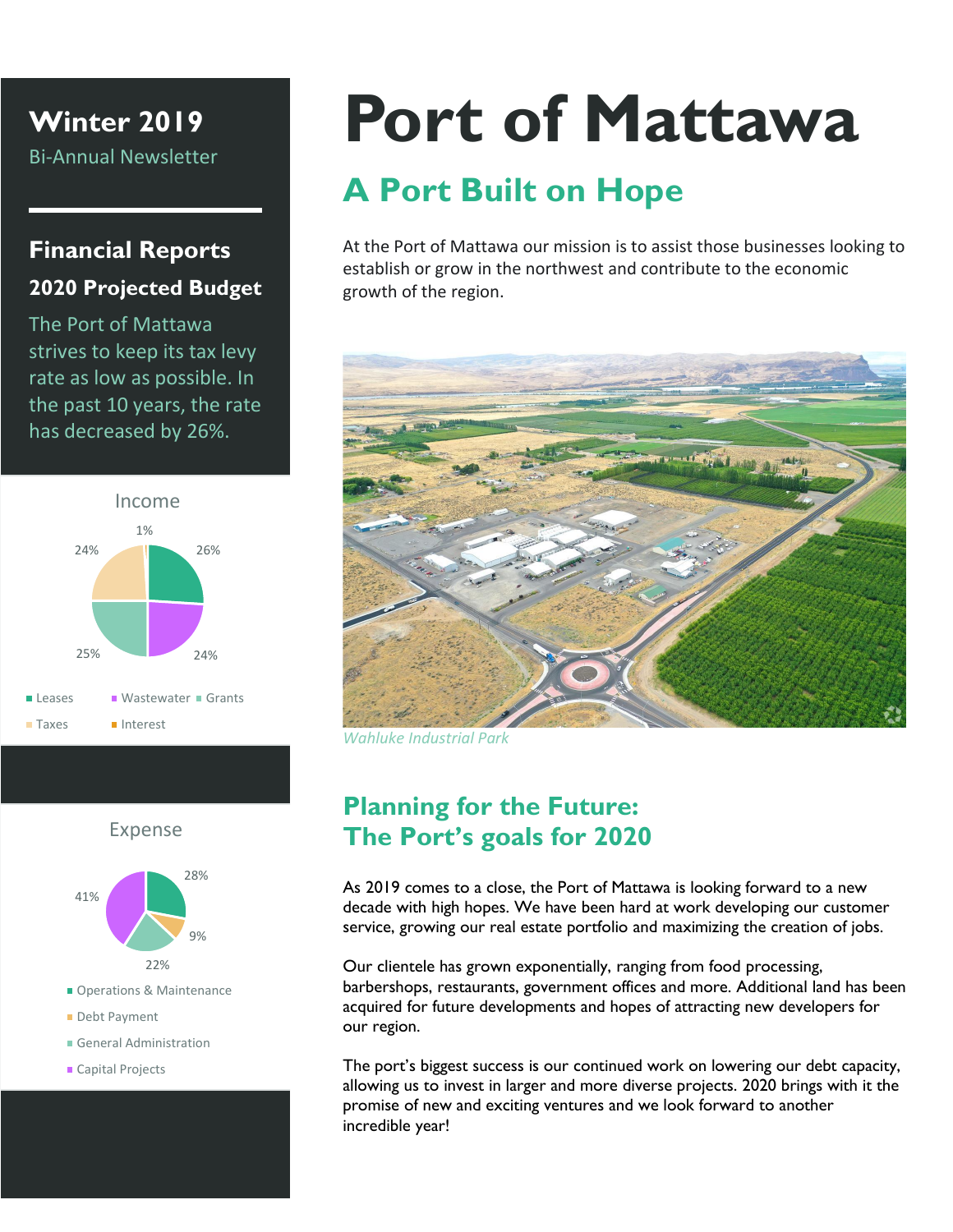# Port of Mattawa

**Winter 2019**

Bi-Annual Newsletter

## Financial Reports

### 2020 Projected Budget

The Port of Mattawa strives to keep its tax levy rate as low as possible. In the past 10 years, the rate has decreased by 26%.

**Income**

- Leases: 26%
- Wastewater: 24%
- Grants: 25%
- Taxes: 24%
- Interest: 1%

**Expense**

- Operations & Maintenance: 28%
- Debt Payment: 9%
- General Administration: 22%
- Capital Projects: 41%

## A Port Built on Hope

At the Port of Mattawa our mission is to assist those businesses looking to establish or grow in the northwest and contribute to the economic growth of the region.

*Wahluke Industrial Park*

## Planning for the Future: The Port's goals for 2020

As 2019 comes to a close, the Port of Mattawa is looking forward to a new decade with high hopes. We have been hard at work developing our customer service, growing our real estate portfolio and maximizing the creation of jobs.

Our clientele has grown exponentially, ranging from food processing, barbershops, restaurants, government offices and more. Additional land has been acquired for future developments and hopes of attracting new developers for our region.

The port's biggest success is our continued work on lowering our debt capacity, allowing us to invest in larger and more diverse projects. 2020 brings with it the promise of new and exciting ventures and we look forward to another incredible year!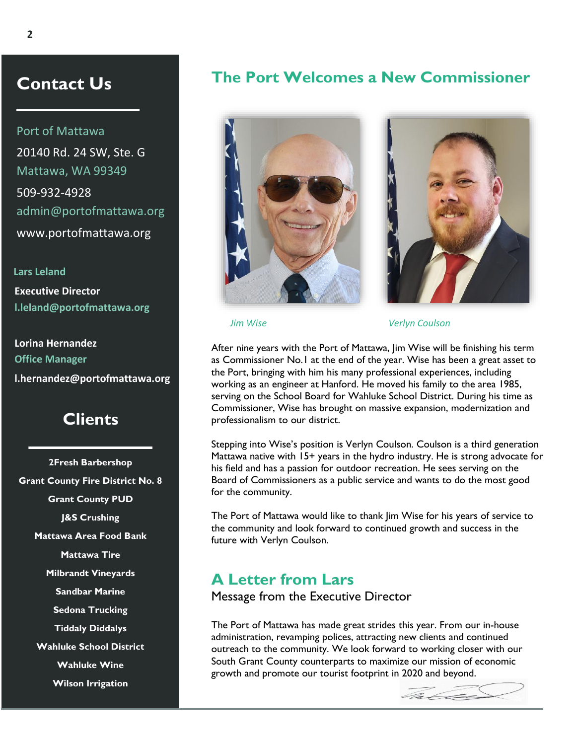## Contact Us

Port of Mattawa
20140 Rd. 24 SW, Ste. G
Mattawa, WA 99349
509-932-4928
admin@portofmattawa.org
www.portofmattawa.org

**Lars Leland**
**Executive Director**
**l.leland@portofmattawa.org**

**Lorina Hernandez**
**Office Manager**
**l.hernandez@portofmattawa.org**

## Clients

**2Fresh Barbershop**
**Grant County Fire District No. 8**
**Grant County PUD**
**J&S Crushing**
**Mattawa Area Food Bank**
**Mattawa Tire**
**Milbrandt Vineyards**
**Sandbar Marine**
**Sedona Trucking**
**Tiddaly Diddalys**
**Wahluke School District**
**Wahluke Wine**
**Wilson Irrigation**

## The Port Welcomes a New Commissioner

*Jim Wise*

*Verlyn Coulson*

After nine years with the Port of Mattawa, Jim Wise will be finishing his term as Commissioner No.1 at the end of the year. Wise has been a great asset to the Port, bringing with him his many professional experiences, including working as an engineer at Hanford. He moved his family to the area 1985, serving on the School Board for Wahluke School District. During his time as Commissioner, Wise has brought on massive expansion, modernization and professionalism to our district.

Stepping into Wise's position is Verlyn Coulson. Coulson is a third generation Mattawa native with 15+ years in the hydro industry. He is strong advocate for his field and has a passion for outdoor recreation. He sees serving on the Board of Commissioners as a public service and wants to do the most good for the community.

The Port of Mattawa would like to thank Jim Wise for his years of service to the community and look forward to continued growth and success in the future with Verlyn Coulson.

## A Letter from Lars

Message from the Executive Director

The Port of Mattawa has made great strides this year. From our in-house administration, revamping polices, attracting new clients and continued outreach to the community. We look forward to working closer with our South Grant County counterparts to maximize our mission of economic growth and promote our tourist footprint in 2020 and beyond.